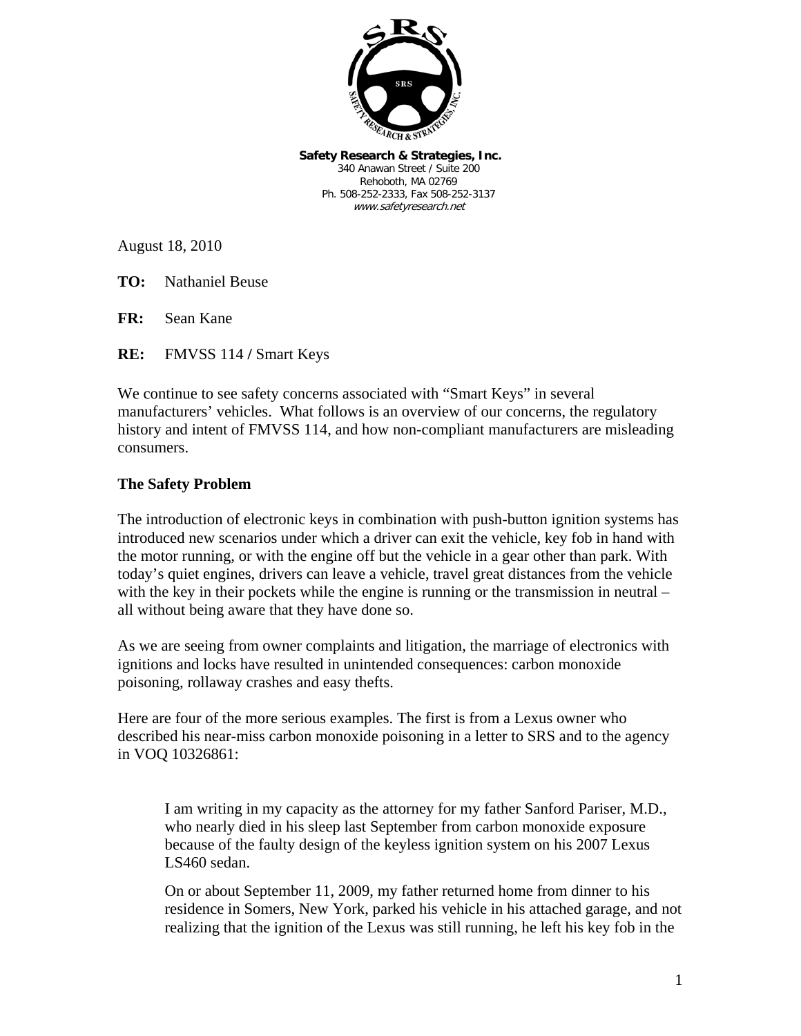**Safety Research & Strategies, Inc.**
340 Anawan Street / Suite 200
Rehoboth, MA 02769
Ph. 508-252-2333, Fax 508-252-3137
*www.safetyresearch.net*

August 18, 2010

**TO:** Nathaniel Beuse

**FR:** Sean Kane

**RE:** FMVSS 114 / Smart Keys

We continue to see safety concerns associated with "Smart Keys" in several manufacturers' vehicles. What follows is an overview of our concerns, the regulatory history and intent of FMVSS 114, and how non-compliant manufacturers are misleading consumers.

## The Safety Problem

The introduction of electronic keys in combination with push-button ignition systems has introduced new scenarios under which a driver can exit the vehicle, key fob in hand with the motor running, or with the engine off but the vehicle in a gear other than park. With today's quiet engines, drivers can leave a vehicle, travel great distances from the vehicle with the key in their pockets while the engine is running or the transmission in neutral – all without being aware that they have done so.

As we are seeing from owner complaints and litigation, the marriage of electronics with ignitions and locks have resulted in unintended consequences: carbon monoxide poisoning, rollaway crashes and easy thefts.

Here are four of the more serious examples. The first is from a Lexus owner who described his near-miss carbon monoxide poisoning in a letter to SRS and to the agency in VOQ 10326861:

> I am writing in my capacity as the attorney for my father Sanford Pariser, M.D., who nearly died in his sleep last September from carbon monoxide exposure because of the faulty design of the keyless ignition system on his 2007 Lexus LS460 sedan.
>
> On or about September 11, 2009, my father returned home from dinner to his residence in Somers, New York, parked his vehicle in his attached garage, and not realizing that the ignition of the Lexus was still running, he left his key fob in the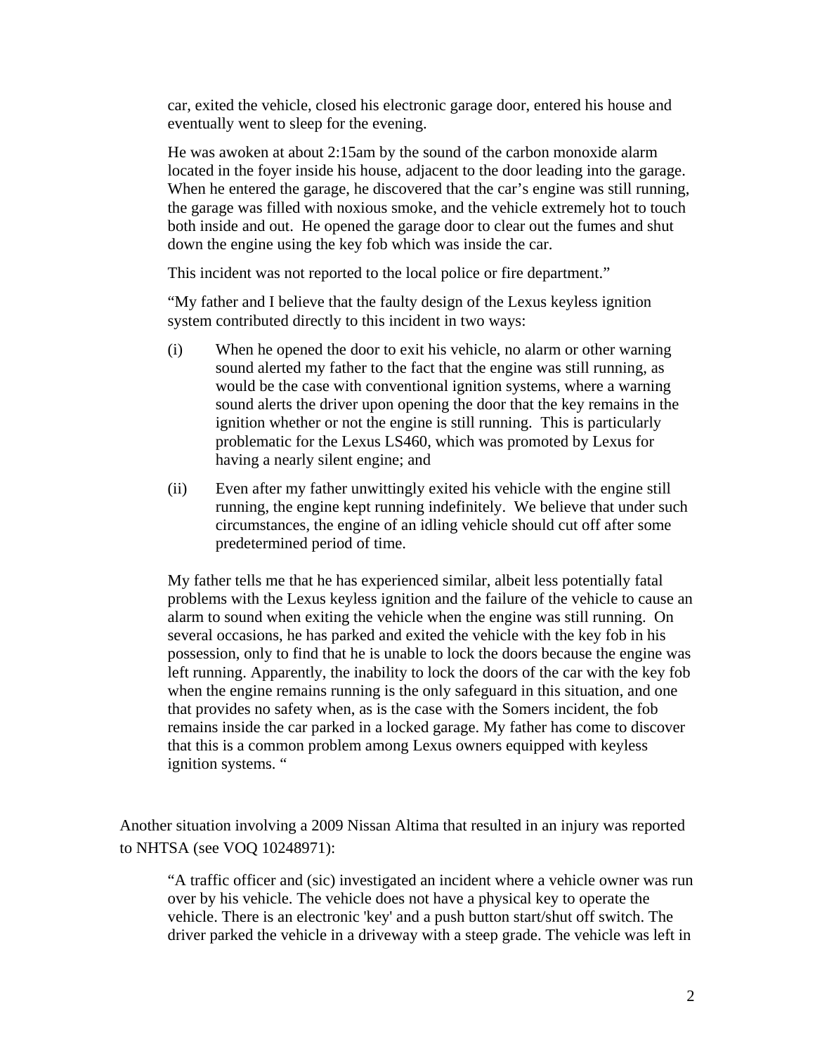car, exited the vehicle, closed his electronic garage door, entered his house and eventually went to sleep for the evening.

> He was awoken at about 2:15am by the sound of the carbon monoxide alarm located in the foyer inside his house, adjacent to the door leading into the garage. When he entered the garage, he discovered that the car's engine was still running, the garage was filled with noxious smoke, and the vehicle extremely hot to touch both inside and out. He opened the garage door to clear out the fumes and shut down the engine using the key fob which was inside the car.
>
> This incident was not reported to the local police or fire department."
>
> "My father and I believe that the faulty design of the Lexus keyless ignition system contributed directly to this incident in two ways:
>
> (i) When he opened the door to exit his vehicle, no alarm or other warning sound alerted my father to the fact that the engine was still running, as would be the case with conventional ignition systems, where a warning sound alerts the driver upon opening the door that the key remains in the ignition whether or not the engine is still running. This is particularly problematic for the Lexus LS460, which was promoted by Lexus for having a nearly silent engine; and
>
> (ii) Even after my father unwittingly exited his vehicle with the engine still running, the engine kept running indefinitely. We believe that under such circumstances, the engine of an idling vehicle should cut off after some predetermined period of time.
>
> My father tells me that he has experienced similar, albeit less potentially fatal problems with the Lexus keyless ignition and the failure of the vehicle to cause an alarm to sound when exiting the vehicle when the engine was still running. On several occasions, he has parked and exited the vehicle with the key fob in his possession, only to find that he is unable to lock the doors because the engine was left running. Apparently, the inability to lock the doors of the car with the key fob when the engine remains running is the only safeguard in this situation, and one that provides no safety when, as is the case with the Somers incident, the fob remains inside the car parked in a locked garage. My father has come to discover that this is a common problem among Lexus owners equipped with keyless ignition systems. "

Another situation involving a 2009 Nissan Altima that resulted in an injury was reported to NHTSA (see VOQ 10248971):

> "A traffic officer and (sic) investigated an incident where a vehicle owner was run over by his vehicle. The vehicle does not have a physical key to operate the vehicle. There is an electronic 'key' and a push button start/shut off switch. The driver parked the vehicle in a driveway with a steep grade. The vehicle was left in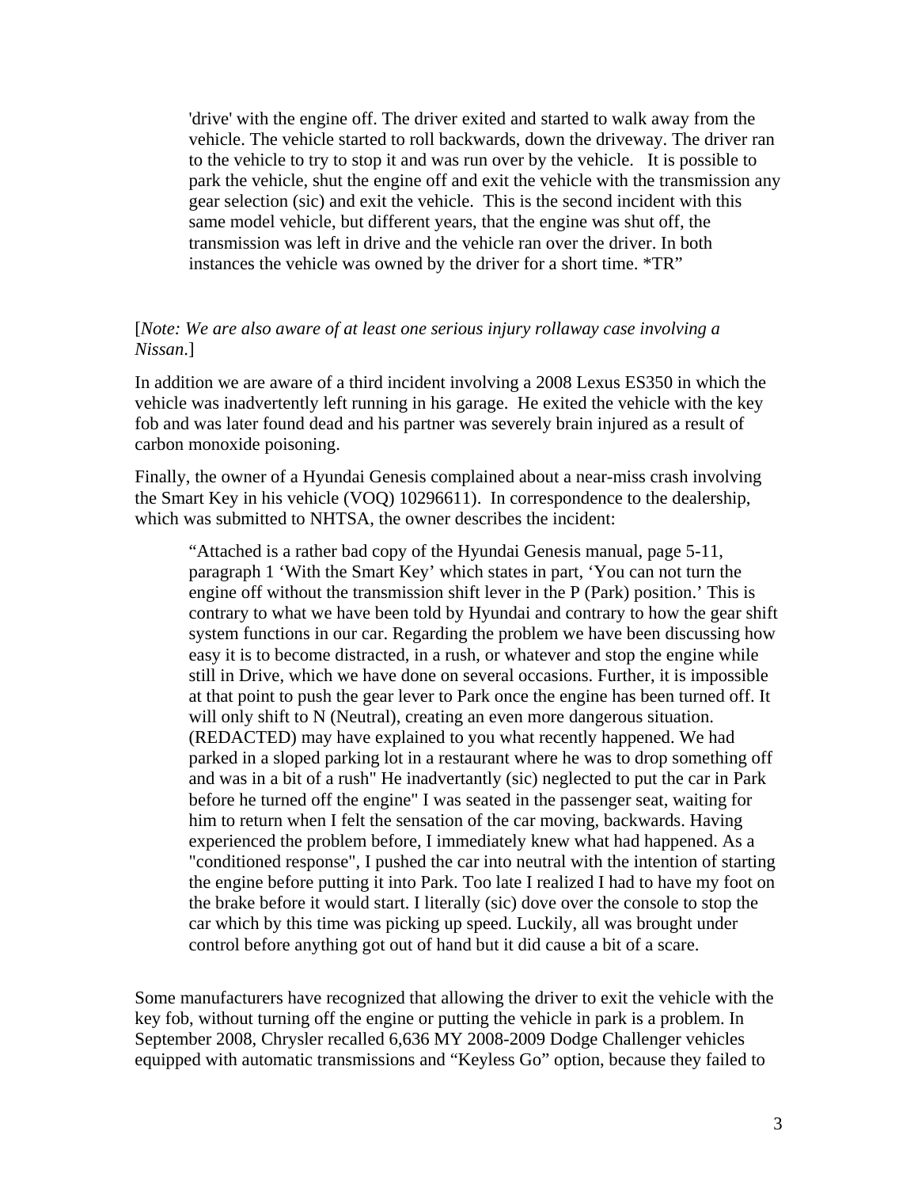> 'drive' with the engine off. The driver exited and started to walk away from the vehicle. The vehicle started to roll backwards, down the driveway. The driver ran to the vehicle to try to stop it and was run over by the vehicle. It is possible to park the vehicle, shut the engine off and exit the vehicle with the transmission any gear selection (sic) and exit the vehicle. This is the second incident with this same model vehicle, but different years, that the engine was shut off, the transmission was left in drive and the vehicle ran over the driver. In both instances the vehicle was owned by the driver for a short time. *TR"

[*Note: We are also aware of at least one serious injury rollaway case involving a Nissan*.]

In addition we are aware of a third incident involving a 2008 Lexus ES350 in which the vehicle was inadvertently left running in his garage. He exited the vehicle with the key fob and was later found dead and his partner was severely brain injured as a result of carbon monoxide poisoning.

Finally, the owner of a Hyundai Genesis complained about a near-miss crash involving the Smart Key in his vehicle (VOQ) 10296611). In correspondence to the dealership, which was submitted to NHTSA, the owner describes the incident:

> "Attached is a rather bad copy of the Hyundai Genesis manual, page 5-11, paragraph 1 'With the Smart Key' which states in part, 'You can not turn the engine off without the transmission shift lever in the P (Park) position.' This is contrary to what we have been told by Hyundai and contrary to how the gear shift system functions in our car. Regarding the problem we have been discussing how easy it is to become distracted, in a rush, or whatever and stop the engine while still in Drive, which we have done on several occasions. Further, it is impossible at that point to push the gear lever to Park once the engine has been turned off. It will only shift to N (Neutral), creating an even more dangerous situation. (REDACTED) may have explained to you what recently happened. We had parked in a sloped parking lot in a restaurant where he was to drop something off and was in a bit of a rush" He inadvertantly (sic) neglected to put the car in Park before he turned off the engine" I was seated in the passenger seat, waiting for him to return when I felt the sensation of the car moving, backwards. Having experienced the problem before, I immediately knew what had happened. As a "conditioned response", I pushed the car into neutral with the intention of starting the engine before putting it into Park. Too late I realized I had to have my foot on the brake before it would start. I literally (sic) dove over the console to stop the car which by this time was picking up speed. Luckily, all was brought under control before anything got out of hand but it did cause a bit of a scare.

Some manufacturers have recognized that allowing the driver to exit the vehicle with the key fob, without turning off the engine or putting the vehicle in park is a problem. In September 2008, Chrysler recalled 6,636 MY 2008-2009 Dodge Challenger vehicles equipped with automatic transmissions and "Keyless Go" option, because they failed to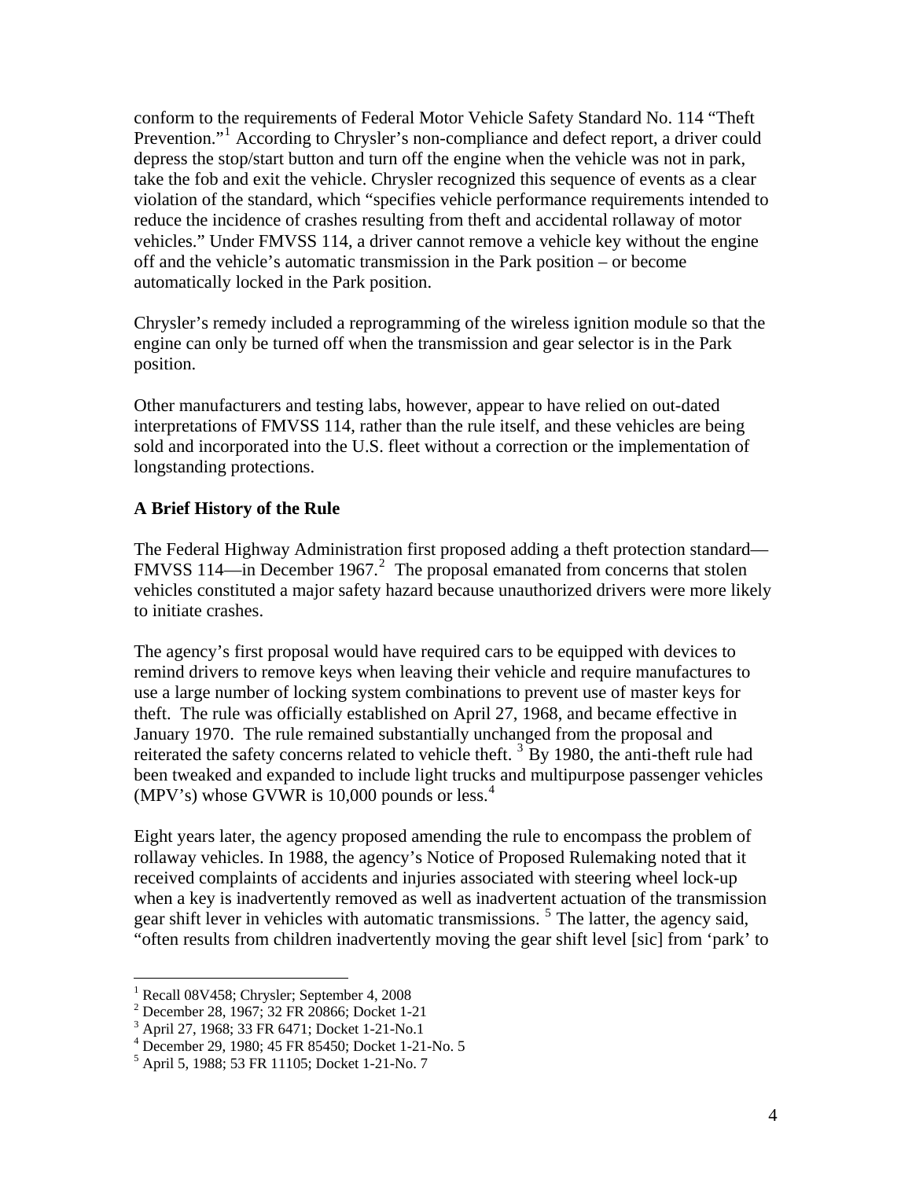conform to the requirements of Federal Motor Vehicle Safety Standard No. 114 "Theft Prevention."[1] According to Chrysler's non-compliance and defect report, a driver could depress the stop/start button and turn off the engine when the vehicle was not in park, take the fob and exit the vehicle. Chrysler recognized this sequence of events as a clear violation of the standard, which "specifies vehicle performance requirements intended to reduce the incidence of crashes resulting from theft and accidental rollaway of motor vehicles." Under FMVSS 114, a driver cannot remove a vehicle key without the engine off and the vehicle's automatic transmission in the Park position – or become automatically locked in the Park position.

Chrysler's remedy included a reprogramming of the wireless ignition module so that the engine can only be turned off when the transmission and gear selector is in the Park position.

Other manufacturers and testing labs, however, appear to have relied on out-dated interpretations of FMVSS 114, rather than the rule itself, and these vehicles are being sold and incorporated into the U.S. fleet without a correction or the implementation of longstanding protections.

**A Brief History of the Rule**

The Federal Highway Administration first proposed adding a theft protection standard—FMVSS 114—in December 1967.[2] The proposal emanated from concerns that stolen vehicles constituted a major safety hazard because unauthorized drivers were more likely to initiate crashes.

The agency's first proposal would have required cars to be equipped with devices to remind drivers to remove keys when leaving their vehicle and require manufactures to use a large number of locking system combinations to prevent use of master keys for theft. The rule was officially established on April 27, 1968, and became effective in January 1970. The rule remained substantially unchanged from the proposal and reiterated the safety concerns related to vehicle theft.[3] By 1980, the anti-theft rule had been tweaked and expanded to include light trucks and multipurpose passenger vehicles (MPV's) whose GVWR is 10,000 pounds or less.[4]

Eight years later, the agency proposed amending the rule to encompass the problem of rollaway vehicles. In 1988, the agency's Notice of Proposed Rulemaking noted that it received complaints of accidents and injuries associated with steering wheel lock-up when a key is inadvertently removed as well as inadvertent actuation of the transmission gear shift lever in vehicles with automatic transmissions.[5] The latter, the agency said, "often results from children inadvertently moving the gear shift level [sic] from 'park' to

[1] Recall 08V458; Chrysler; September 4, 2008

[2] December 28, 1967; 32 FR 20866; Docket 1-21

[3] April 27, 1968; 33 FR 6471; Docket 1-21-No.1

[4] December 29, 1980; 45 FR 85450; Docket 1-21-No. 5

[5] April 5, 1988; 53 FR 11105; Docket 1-21-No. 7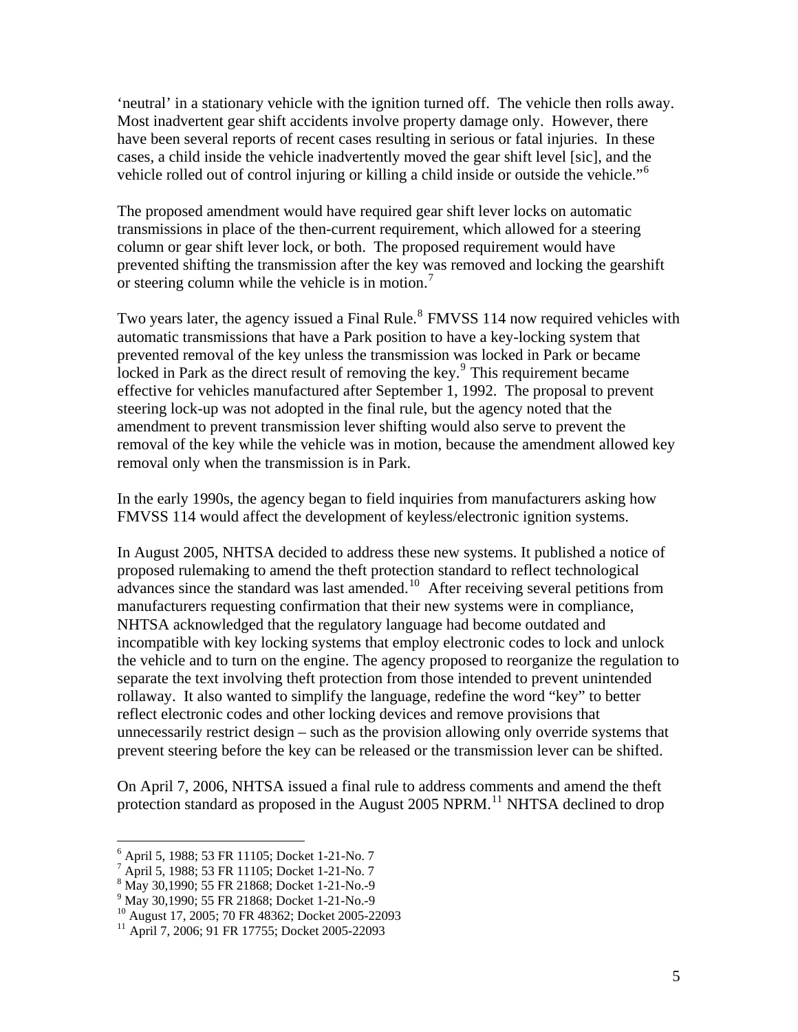'neutral' in a stationary vehicle with the ignition turned off. The vehicle then rolls away. Most inadvertent gear shift accidents involve property damage only. However, there have been several reports of recent cases resulting in serious or fatal injuries. In these cases, a child inside the vehicle inadvertently moved the gear shift level [sic], and the vehicle rolled out of control injuring or killing a child inside or outside the vehicle."[6]

The proposed amendment would have required gear shift lever locks on automatic transmissions in place of the then-current requirement, which allowed for a steering column or gear shift lever lock, or both. The proposed requirement would have prevented shifting the transmission after the key was removed and locking the gearshift or steering column while the vehicle is in motion.[7]

Two years later, the agency issued a Final Rule.[8] FMVSS 114 now required vehicles with automatic transmissions that have a Park position to have a key-locking system that prevented removal of the key unless the transmission was locked in Park or became locked in Park as the direct result of removing the key.[9] This requirement became effective for vehicles manufactured after September 1, 1992. The proposal to prevent steering lock-up was not adopted in the final rule, but the agency noted that the amendment to prevent transmission lever shifting would also serve to prevent the removal of the key while the vehicle was in motion, because the amendment allowed key removal only when the transmission is in Park.

In the early 1990s, the agency began to field inquiries from manufacturers asking how FMVSS 114 would affect the development of keyless/electronic ignition systems.

In August 2005, NHTSA decided to address these new systems. It published a notice of proposed rulemaking to amend the theft protection standard to reflect technological advances since the standard was last amended.[10] After receiving several petitions from manufacturers requesting confirmation that their new systems were in compliance, NHTSA acknowledged that the regulatory language had become outdated and incompatible with key locking systems that employ electronic codes to lock and unlock the vehicle and to turn on the engine. The agency proposed to reorganize the regulation to separate the text involving theft protection from those intended to prevent unintended rollaway. It also wanted to simplify the language, redefine the word "key" to better reflect electronic codes and other locking devices and remove provisions that unnecessarily restrict design – such as the provision allowing only override systems that prevent steering before the key can be released or the transmission lever can be shifted.

On April 7, 2006, NHTSA issued a final rule to address comments and amend the theft protection standard as proposed in the August 2005 NPRM.[11] NHTSA declined to drop

---

[6] April 5, 1988; 53 FR 11105; Docket 1-21-No. 7

[7] April 5, 1988; 53 FR 11105; Docket 1-21-No. 7

[8] May 30,1990; 55 FR 21868; Docket 1-21-No.-9

[9] May 30,1990; 55 FR 21868; Docket 1-21-No.-9

[10] August 17, 2005; 70 FR 48362; Docket 2005-22093

[11] April 7, 2006; 91 FR 17755; Docket 2005-22093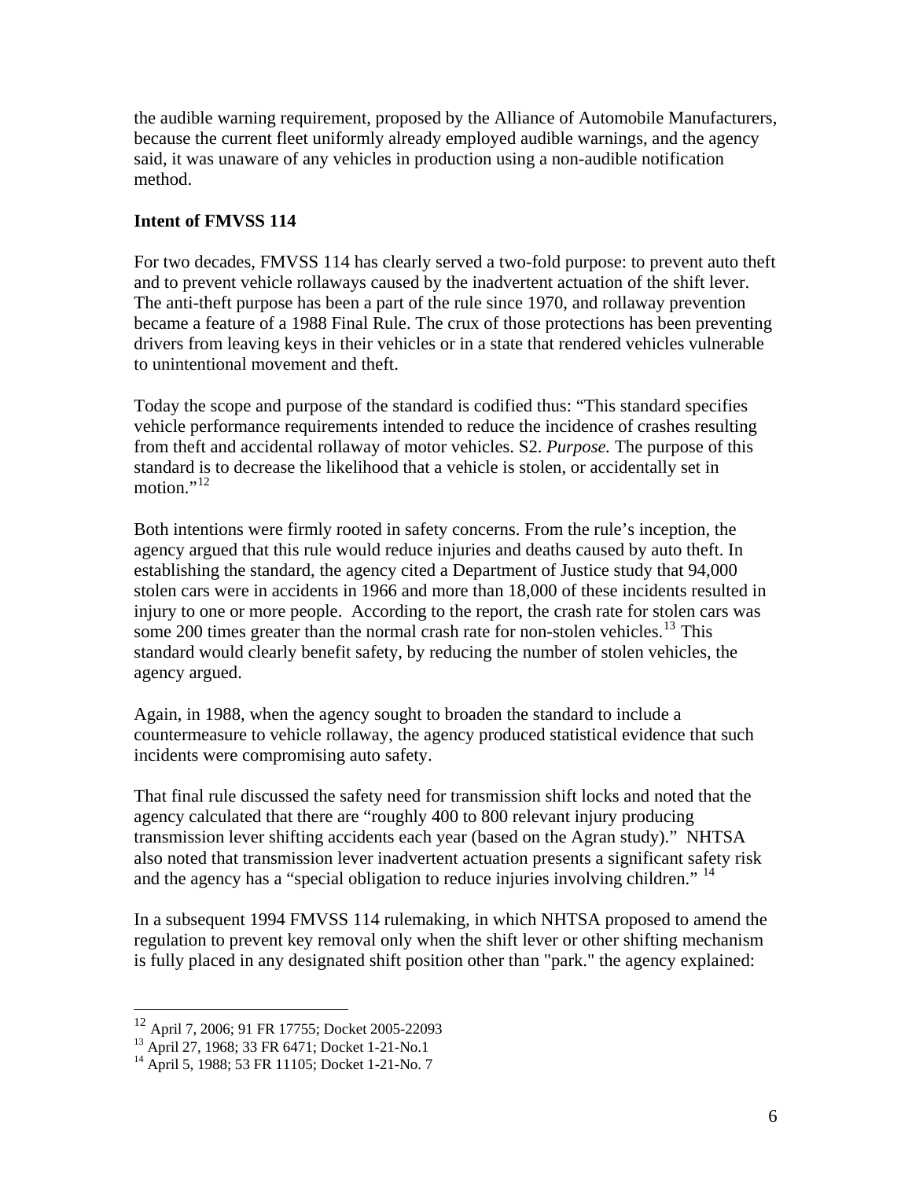the audible warning requirement, proposed by the Alliance of Automobile Manufacturers, because the current fleet uniformly already employed audible warnings, and the agency said, it was unaware of any vehicles in production using a non-audible notification method.

**Intent of FMVSS 114**

For two decades, FMVSS 114 has clearly served a two-fold purpose: to prevent auto theft and to prevent vehicle rollaways caused by the inadvertent actuation of the shift lever. The anti-theft purpose has been a part of the rule since 1970, and rollaway prevention became a feature of a 1988 Final Rule. The crux of those protections has been preventing drivers from leaving keys in their vehicles or in a state that rendered vehicles vulnerable to unintentional movement and theft.

Today the scope and purpose of the standard is codified thus: "This standard specifies vehicle performance requirements intended to reduce the incidence of crashes resulting from theft and accidental rollaway of motor vehicles. S2. *Purpose.* The purpose of this standard is to decrease the likelihood that a vehicle is stolen, or accidentally set in motion."[12]

Both intentions were firmly rooted in safety concerns. From the rule's inception, the agency argued that this rule would reduce injuries and deaths caused by auto theft. In establishing the standard, the agency cited a Department of Justice study that 94,000 stolen cars were in accidents in 1966 and more than 18,000 of these incidents resulted in injury to one or more people. According to the report, the crash rate for stolen cars was some 200 times greater than the normal crash rate for non-stolen vehicles.[13] This standard would clearly benefit safety, by reducing the number of stolen vehicles, the agency argued.

Again, in 1988, when the agency sought to broaden the standard to include a countermeasure to vehicle rollaway, the agency produced statistical evidence that such incidents were compromising auto safety.

That final rule discussed the safety need for transmission shift locks and noted that the agency calculated that there are "roughly 400 to 800 relevant injury producing transmission lever shifting accidents each year (based on the Agran study)." NHTSA also noted that transmission lever inadvertent actuation presents a significant safety risk and the agency has a "special obligation to reduce injuries involving children." [14]

In a subsequent 1994 FMVSS 114 rulemaking, in which NHTSA proposed to amend the regulation to prevent key removal only when the shift lever or other shifting mechanism is fully placed in any designated shift position other than "park." the agency explained:

[12] April 7, 2006; 91 FR 17755; Docket 2005-22093
[13] April 27, 1968; 33 FR 6471; Docket 1-21-No.1
[14] April 5, 1988; 53 FR 11105; Docket 1-21-No. 7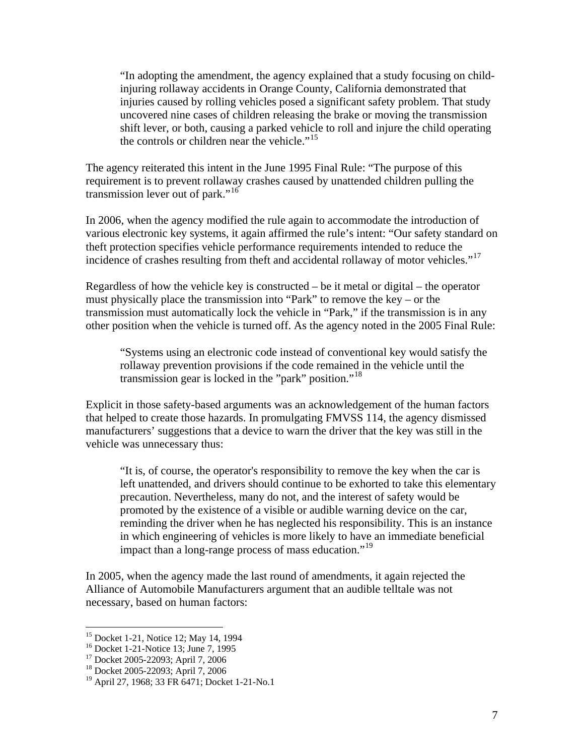> "In adopting the amendment, the agency explained that a study focusing on child-injuring rollaway accidents in Orange County, California demonstrated that injuries caused by rolling vehicles posed a significant safety problem. That study uncovered nine cases of children releasing the brake or moving the transmission shift lever, or both, causing a parked vehicle to roll and injure the child operating the controls or children near the vehicle."[15]

The agency reiterated this intent in the June 1995 Final Rule: "The purpose of this requirement is to prevent rollaway crashes caused by unattended children pulling the transmission lever out of park."[16]

In 2006, when the agency modified the rule again to accommodate the introduction of various electronic key systems, it again affirmed the rule's intent: "Our safety standard on theft protection specifies vehicle performance requirements intended to reduce the incidence of crashes resulting from theft and accidental rollaway of motor vehicles."[17]

Regardless of how the vehicle key is constructed – be it metal or digital – the operator must physically place the transmission into "Park" to remove the key – or the transmission must automatically lock the vehicle in "Park," if the transmission is in any other position when the vehicle is turned off. As the agency noted in the 2005 Final Rule:

> "Systems using an electronic code instead of conventional key would satisfy the rollaway prevention provisions if the code remained in the vehicle until the transmission gear is locked in the "park" position."[18]

Explicit in those safety-based arguments was an acknowledgement of the human factors that helped to create those hazards. In promulgating FMVSS 114, the agency dismissed manufacturers' suggestions that a device to warn the driver that the key was still in the vehicle was unnecessary thus:

> "It is, of course, the operator's responsibility to remove the key when the car is left unattended, and drivers should continue to be exhorted to take this elementary precaution. Nevertheless, many do not, and the interest of safety would be promoted by the existence of a visible or audible warning device on the car, reminding the driver when he has neglected his responsibility. This is an instance in which engineering of vehicles is more likely to have an immediate beneficial impact than a long-range process of mass education."[19]

In 2005, when the agency made the last round of amendments, it again rejected the Alliance of Automobile Manufacturers argument that an audible telltale was not necessary, based on human factors:

---

[15] Docket 1-21, Notice 12; May 14, 1994
[16] Docket 1-21-Notice 13; June 7, 1995
[17] Docket 2005-22093; April 7, 2006
[18] Docket 2005-22093; April 7, 2006
[19] April 27, 1968; 33 FR 6471; Docket 1-21-No.1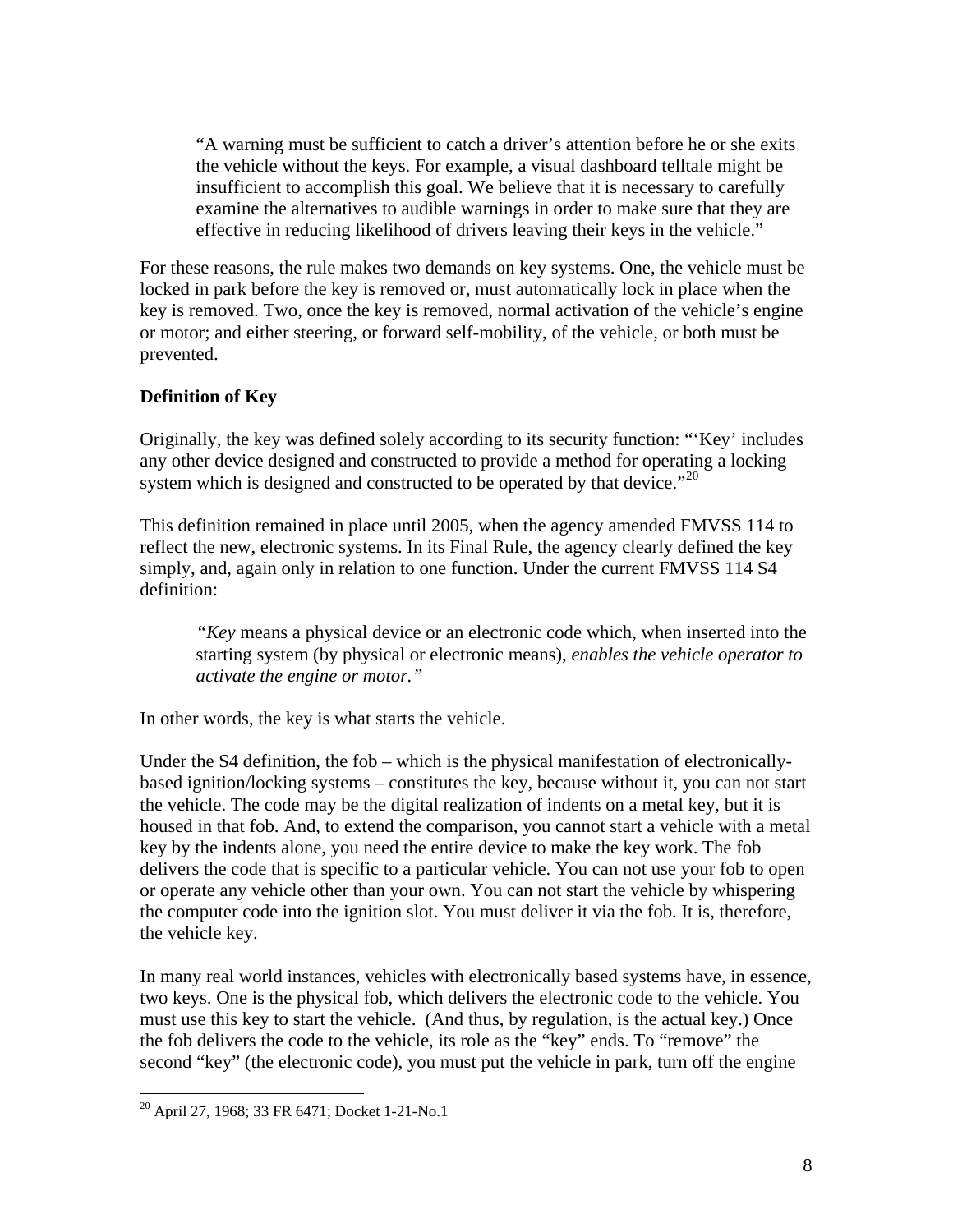> "A warning must be sufficient to catch a driver's attention before he or she exits the vehicle without the keys. For example, a visual dashboard telltale might be insufficient to accomplish this goal. We believe that it is necessary to carefully examine the alternatives to audible warnings in order to make sure that they are effective in reducing likelihood of drivers leaving their keys in the vehicle."

For these reasons, the rule makes two demands on key systems. One, the vehicle must be locked in park before the key is removed or, must automatically lock in place when the key is removed. Two, once the key is removed, normal activation of the vehicle's engine or motor; and either steering, or forward self-mobility, of the vehicle, or both must be prevented.

**Definition of Key**

Originally, the key was defined solely according to its security function: "'Key' includes any other device designed and constructed to provide a method for operating a locking system which is designed and constructed to be operated by that device."[20]

This definition remained in place until 2005, when the agency amended FMVSS 114 to reflect the new, electronic systems. In its Final Rule, the agency clearly defined the key simply, and, again only in relation to one function. Under the current FMVSS 114 S4 definition:

> *"Key* means a physical device or an electronic code which, when inserted into the starting system (by physical or electronic means), *enables the vehicle operator to activate the engine or motor."*

In other words, the key is what starts the vehicle.

Under the S4 definition, the fob – which is the physical manifestation of electronically-based ignition/locking systems – constitutes the key, because without it, you can not start the vehicle. The code may be the digital realization of indents on a metal key, but it is housed in that fob. And, to extend the comparison, you cannot start a vehicle with a metal key by the indents alone, you need the entire device to make the key work. The fob delivers the code that is specific to a particular vehicle. You can not use your fob to open or operate any vehicle other than your own. You can not start the vehicle by whispering the computer code into the ignition slot. You must deliver it via the fob. It is, therefore, the vehicle key.

In many real world instances, vehicles with electronically based systems have, in essence, two keys. One is the physical fob, which delivers the electronic code to the vehicle. You must use this key to start the vehicle. (And thus, by regulation, is the actual key.) Once the fob delivers the code to the vehicle, its role as the "key" ends. To "remove" the second "key" (the electronic code), you must put the vehicle in park, turn off the engine

---

[20] April 27, 1968; 33 FR 6471; Docket 1-21-No.1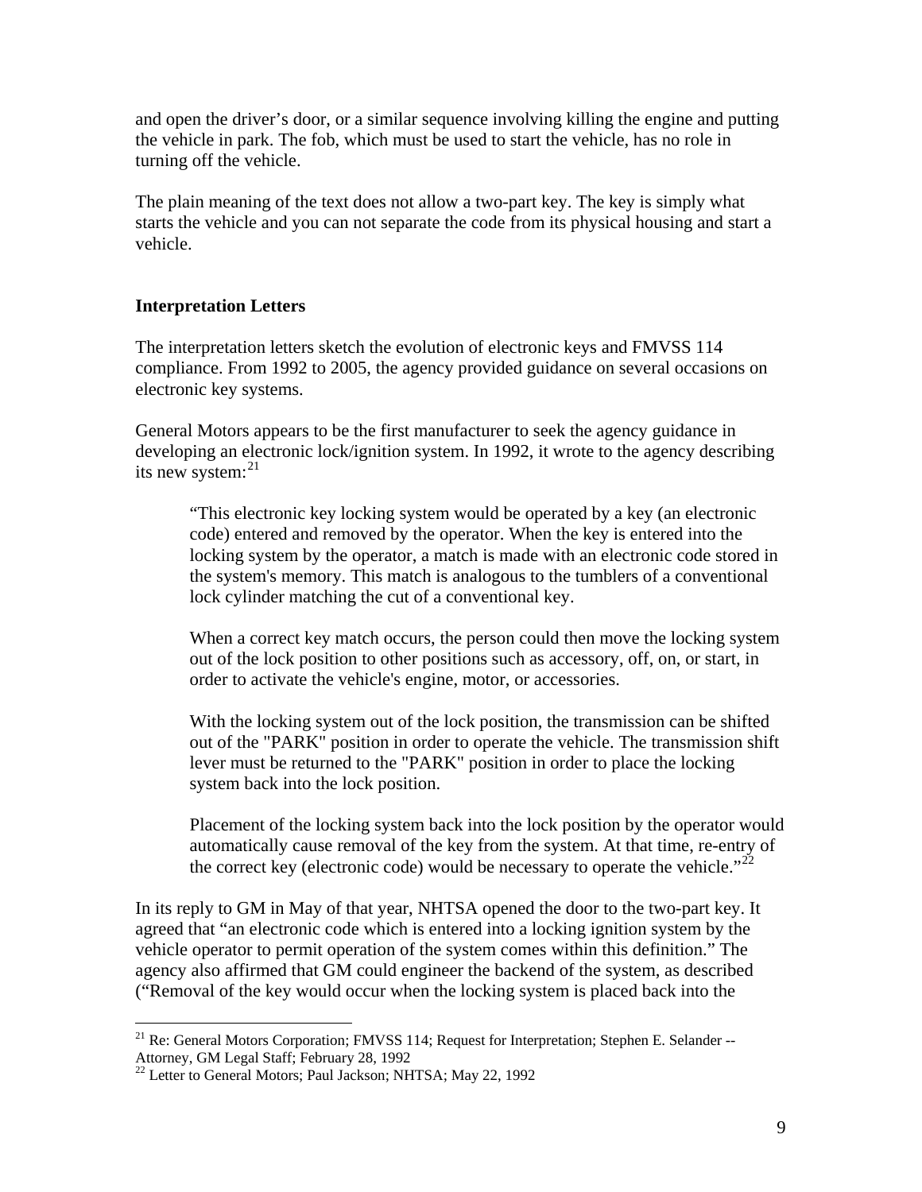and open the driver's door, or a similar sequence involving killing the engine and putting the vehicle in park. The fob, which must be used to start the vehicle, has no role in turning off the vehicle.

The plain meaning of the text does not allow a two-part key. The key is simply what starts the vehicle and you can not separate the code from its physical housing and start a vehicle.

### Interpretation Letters

The interpretation letters sketch the evolution of electronic keys and FMVSS 114 compliance. From 1992 to 2005, the agency provided guidance on several occasions on electronic key systems.

General Motors appears to be the first manufacturer to seek the agency guidance in developing an electronic lock/ignition system. In 1992, it wrote to the agency describing its new system:[21]

> "This electronic key locking system would be operated by a key (an electronic code) entered and removed by the operator. When the key is entered into the locking system by the operator, a match is made with an electronic code stored in the system's memory. This match is analogous to the tumblers of a conventional lock cylinder matching the cut of a conventional key.
>
> When a correct key match occurs, the person could then move the locking system out of the lock position to other positions such as accessory, off, on, or start, in order to activate the vehicle's engine, motor, or accessories.
>
> With the locking system out of the lock position, the transmission can be shifted out of the "PARK" position in order to operate the vehicle. The transmission shift lever must be returned to the "PARK" position in order to place the locking system back into the lock position.
>
> Placement of the locking system back into the lock position by the operator would automatically cause removal of the key from the system. At that time, re-entry of the correct key (electronic code) would be necessary to operate the vehicle."[22]

In its reply to GM in May of that year, NHTSA opened the door to the two-part key. It agreed that "an electronic code which is entered into a locking ignition system by the vehicle operator to permit operation of the system comes within this definition." The agency also affirmed that GM could engineer the backend of the system, as described ("Removal of the key would occur when the locking system is placed back into the

---

[21] Re: General Motors Corporation; FMVSS 114; Request for Interpretation; Stephen E. Selander -- Attorney, GM Legal Staff; February 28, 1992

[22] Letter to General Motors; Paul Jackson; NHTSA; May 22, 1992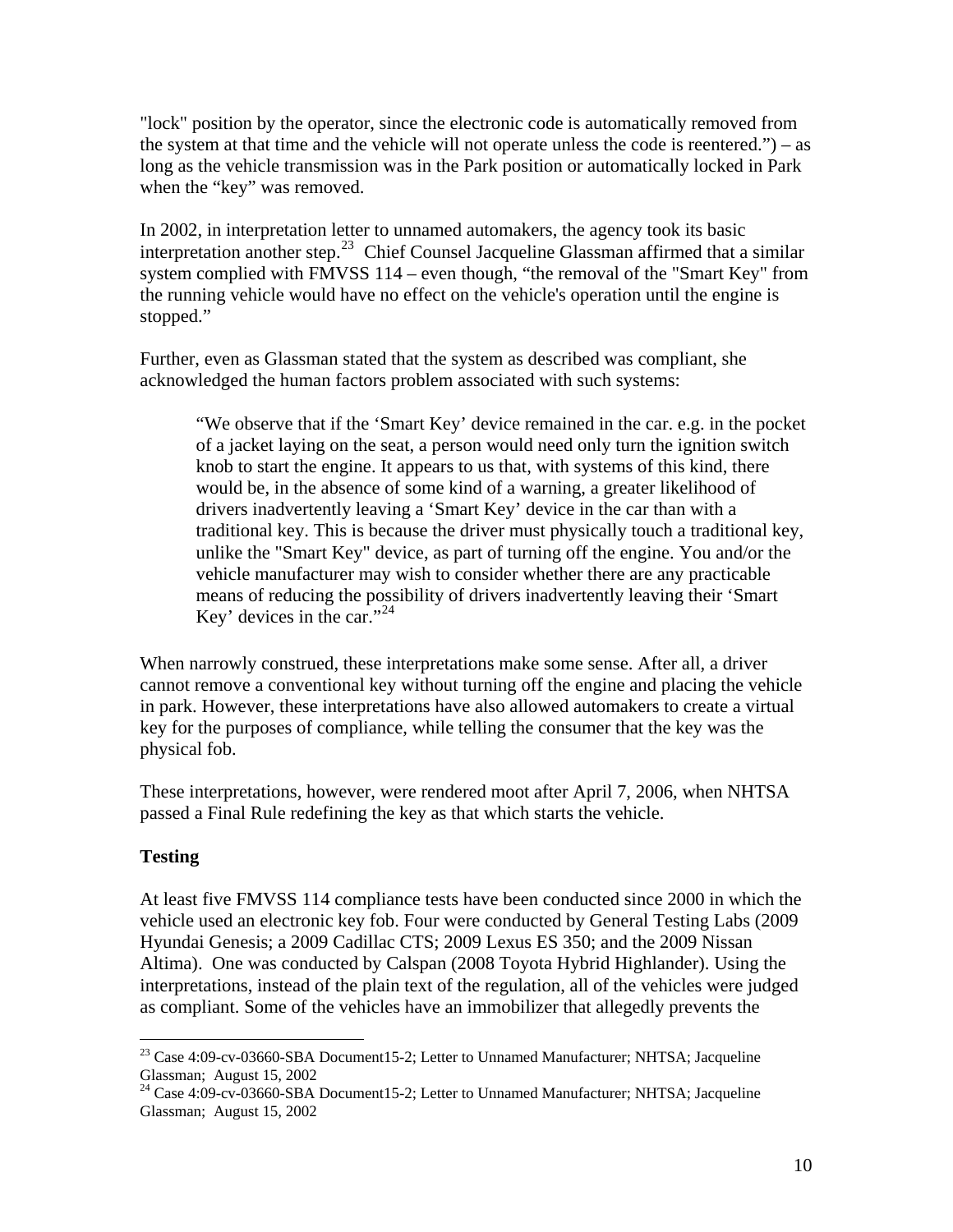"lock" position by the operator, since the electronic code is automatically removed from the system at that time and the vehicle will not operate unless the code is reentered.") – as long as the vehicle transmission was in the Park position or automatically locked in Park when the "key" was removed.

In 2002, in interpretation letter to unnamed automakers, the agency took its basic interpretation another step.[23] Chief Counsel Jacqueline Glassman affirmed that a similar system complied with FMVSS 114 – even though, "the removal of the "Smart Key" from the running vehicle would have no effect on the vehicle's operation until the engine is stopped."

Further, even as Glassman stated that the system as described was compliant, she acknowledged the human factors problem associated with such systems:

> "We observe that if the 'Smart Key' device remained in the car. e.g. in the pocket of a jacket laying on the seat, a person would need only turn the ignition switch knob to start the engine. It appears to us that, with systems of this kind, there would be, in the absence of some kind of a warning, a greater likelihood of drivers inadvertently leaving a 'Smart Key' device in the car than with a traditional key. This is because the driver must physically touch a traditional key, unlike the "Smart Key" device, as part of turning off the engine. You and/or the vehicle manufacturer may wish to consider whether there are any practicable means of reducing the possibility of drivers inadvertently leaving their 'Smart Key' devices in the car."[24]

When narrowly construed, these interpretations make some sense. After all, a driver cannot remove a conventional key without turning off the engine and placing the vehicle in park. However, these interpretations have also allowed automakers to create a virtual key for the purposes of compliance, while telling the consumer that the key was the physical fob.

These interpretations, however, were rendered moot after April 7, 2006, when NHTSA passed a Final Rule redefining the key as that which starts the vehicle.

**Testing**

At least five FMVSS 114 compliance tests have been conducted since 2000 in which the vehicle used an electronic key fob. Four were conducted by General Testing Labs (2009 Hyundai Genesis; a 2009 Cadillac CTS; 2009 Lexus ES 350; and the 2009 Nissan Altima). One was conducted by Calspan (2008 Toyota Hybrid Highlander). Using the interpretations, instead of the plain text of the regulation, all of the vehicles were judged as compliant. Some of the vehicles have an immobilizer that allegedly prevents the

[23] Case 4:09-cv-03660-SBA Document15-2; Letter to Unnamed Manufacturer; NHTSA; Jacqueline Glassman; August 15, 2002

[24] Case 4:09-cv-03660-SBA Document15-2; Letter to Unnamed Manufacturer; NHTSA; Jacqueline Glassman; August 15, 2002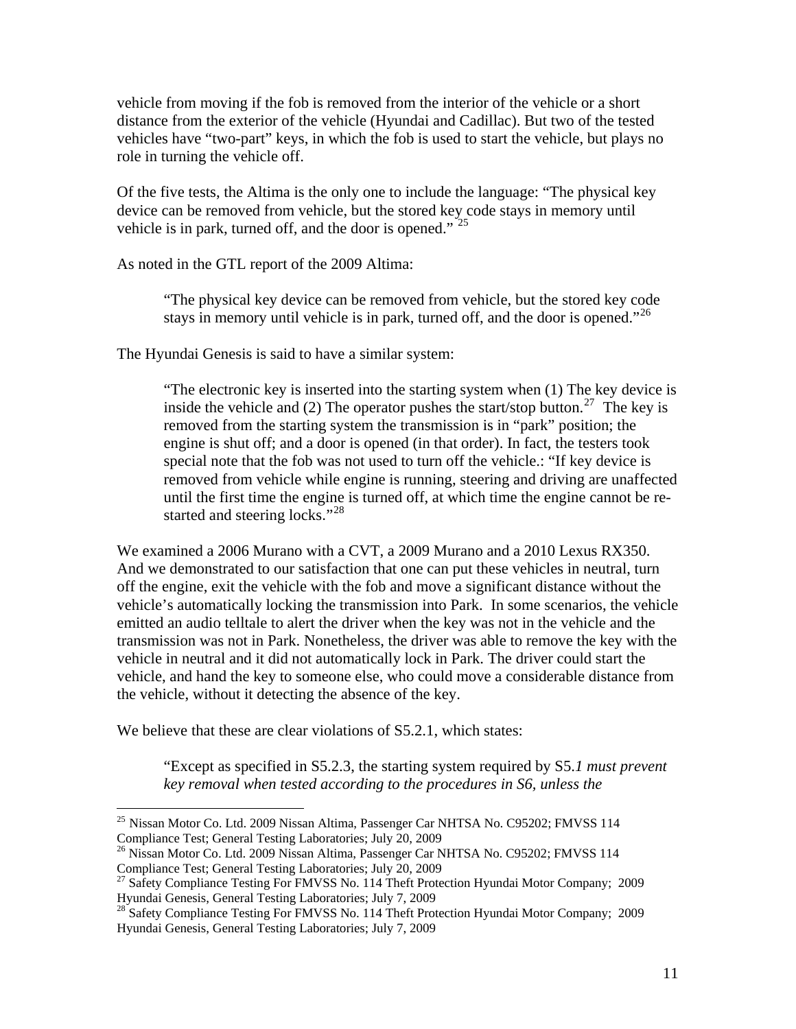vehicle from moving if the fob is removed from the interior of the vehicle or a short distance from the exterior of the vehicle (Hyundai and Cadillac). But two of the tested vehicles have "two-part" keys, in which the fob is used to start the vehicle, but plays no role in turning the vehicle off.

Of the five tests, the Altima is the only one to include the language: "The physical key device can be removed from vehicle, but the stored key code stays in memory until vehicle is in park, turned off, and the door is opened." [25]

As noted in the GTL report of the 2009 Altima:

> "The physical key device can be removed from vehicle, but the stored key code stays in memory until vehicle is in park, turned off, and the door is opened."[26]

The Hyundai Genesis is said to have a similar system:

> "The electronic key is inserted into the starting system when (1) The key device is inside the vehicle and (2) The operator pushes the start/stop button.[27] The key is removed from the starting system the transmission is in "park" position; the engine is shut off; and a door is opened (in that order). In fact, the testers took special note that the fob was not used to turn off the vehicle.: "If key device is removed from vehicle while engine is running, steering and driving are unaffected until the first time the engine is turned off, at which time the engine cannot be re-started and steering locks."[28]

We examined a 2006 Murano with a CVT, a 2009 Murano and a 2010 Lexus RX350. And we demonstrated to our satisfaction that one can put these vehicles in neutral, turn off the engine, exit the vehicle with the fob and move a significant distance without the vehicle's automatically locking the transmission into Park. In some scenarios, the vehicle emitted an audio telltale to alert the driver when the key was not in the vehicle and the transmission was not in Park. Nonetheless, the driver was able to remove the key with the vehicle in neutral and it did not automatically lock in Park. The driver could start the vehicle, and hand the key to someone else, who could move a considerable distance from the vehicle, without it detecting the absence of the key.

We believe that these are clear violations of S5.2.1, which states:

> "Except as specified in S5.2.3, the starting system required by S5.*1 must prevent key removal when tested according to the procedures in S6, unless the*

---

[25] Nissan Motor Co. Ltd. 2009 Nissan Altima, Passenger Car NHTSA No. C95202; FMVSS 114 Compliance Test; General Testing Laboratories; July 20, 2009

[26] Nissan Motor Co. Ltd. 2009 Nissan Altima, Passenger Car NHTSA No. C95202; FMVSS 114 Compliance Test; General Testing Laboratories; July 20, 2009

[27] Safety Compliance Testing For FMVSS No. 114 Theft Protection Hyundai Motor Company; 2009 Hyundai Genesis, General Testing Laboratories; July 7, 2009

[28] Safety Compliance Testing For FMVSS No. 114 Theft Protection Hyundai Motor Company; 2009 Hyundai Genesis, General Testing Laboratories; July 7, 2009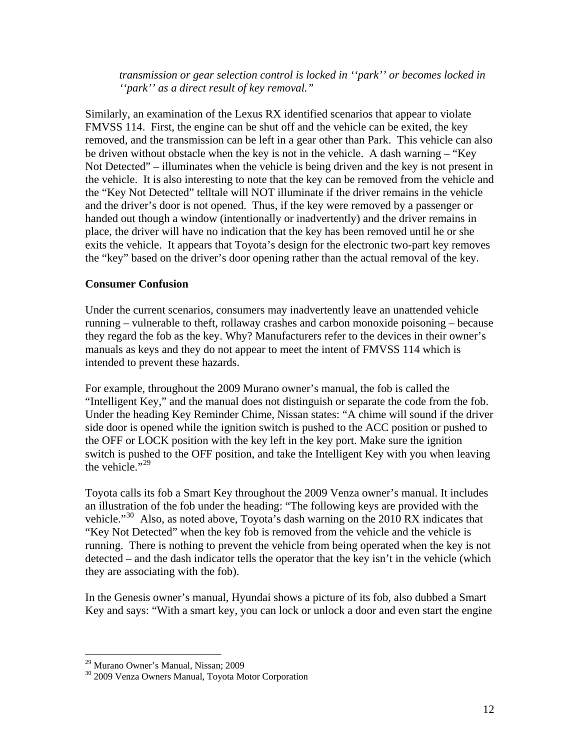*transmission or gear selection control is locked in ''park'' or becomes locked in ''park'' as a direct result of key removal."*

Similarly, an examination of the Lexus RX identified scenarios that appear to violate FMVSS 114. First, the engine can be shut off and the vehicle can be exited, the key removed, and the transmission can be left in a gear other than Park. This vehicle can also be driven without obstacle when the key is not in the vehicle. A dash warning – "Key Not Detected" – illuminates when the vehicle is being driven and the key is not present in the vehicle. It is also interesting to note that the key can be removed from the vehicle and the "Key Not Detected" telltale will NOT illuminate if the driver remains in the vehicle and the driver's door is not opened. Thus, if the key were removed by a passenger or handed out though a window (intentionally or inadvertently) and the driver remains in place, the driver will have no indication that the key has been removed until he or she exits the vehicle. It appears that Toyota's design for the electronic two-part key removes the "key" based on the driver's door opening rather than the actual removal of the key.

**Consumer Confusion**

Under the current scenarios, consumers may inadvertently leave an unattended vehicle running – vulnerable to theft, rollaway crashes and carbon monoxide poisoning – because they regard the fob as the key. Why? Manufacturers refer to the devices in their owner's manuals as keys and they do not appear to meet the intent of FMVSS 114 which is intended to prevent these hazards.

For example, throughout the 2009 Murano owner's manual, the fob is called the "Intelligent Key," and the manual does not distinguish or separate the code from the fob. Under the heading Key Reminder Chime, Nissan states: "A chime will sound if the driver side door is opened while the ignition switch is pushed to the ACC position or pushed to the OFF or LOCK position with the key left in the key port. Make sure the ignition switch is pushed to the OFF position, and take the Intelligent Key with you when leaving the vehicle."[29]

Toyota calls its fob a Smart Key throughout the 2009 Venza owner's manual. It includes an illustration of the fob under the heading: "The following keys are provided with the vehicle."[30] Also, as noted above, Toyota's dash warning on the 2010 RX indicates that "Key Not Detected" when the key fob is removed from the vehicle and the vehicle is running. There is nothing to prevent the vehicle from being operated when the key is not detected – and the dash indicator tells the operator that the key isn't in the vehicle (which they are associating with the fob).

In the Genesis owner's manual, Hyundai shows a picture of its fob, also dubbed a Smart Key and says: "With a smart key, you can lock or unlock a door and even start the engine

---

[29] Murano Owner's Manual, Nissan; 2009

[30] 2009 Venza Owners Manual, Toyota Motor Corporation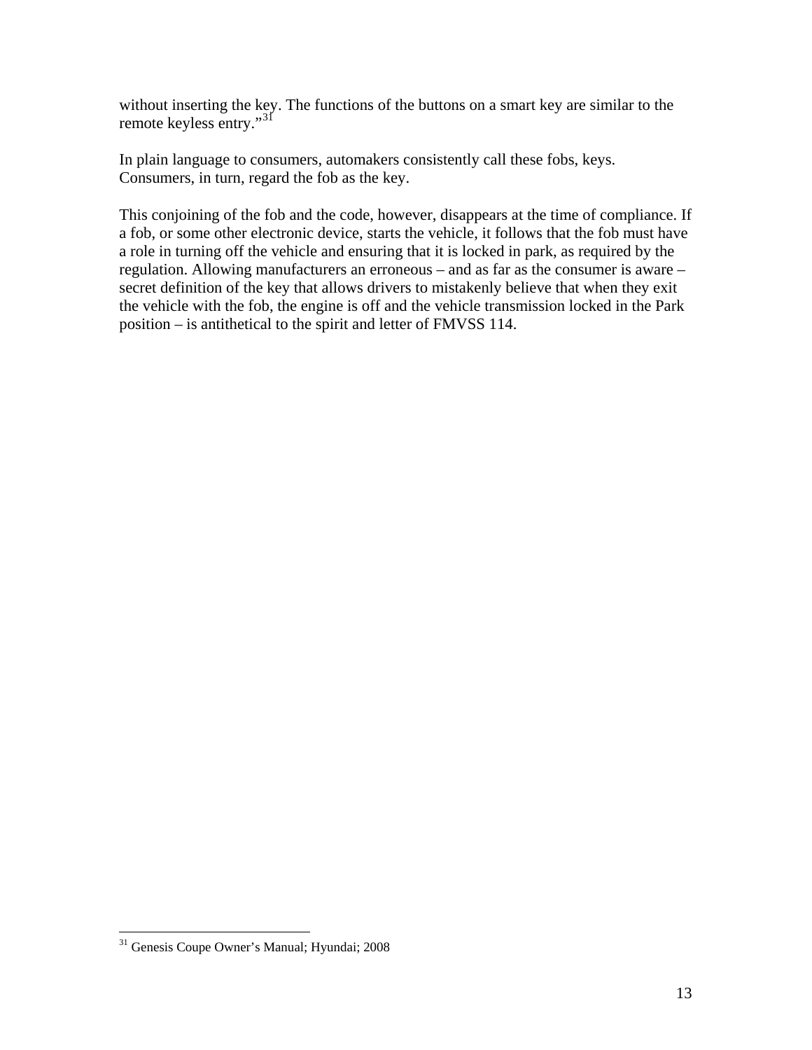without inserting the key. The functions of the buttons on a smart key are similar to the remote keyless entry."[31]

In plain language to consumers, automakers consistently call these fobs, keys. Consumers, in turn, regard the fob as the key.

This conjoining of the fob and the code, however, disappears at the time of compliance. If a fob, or some other electronic device, starts the vehicle, it follows that the fob must have a role in turning off the vehicle and ensuring that it is locked in park, as required by the regulation. Allowing manufacturers an erroneous – and as far as the consumer is aware – secret definition of the key that allows drivers to mistakenly believe that when they exit the vehicle with the fob, the engine is off and the vehicle transmission locked in the Park position – is antithetical to the spirit and letter of FMVSS 114.

---

[31] Genesis Coupe Owner's Manual; Hyundai; 2008